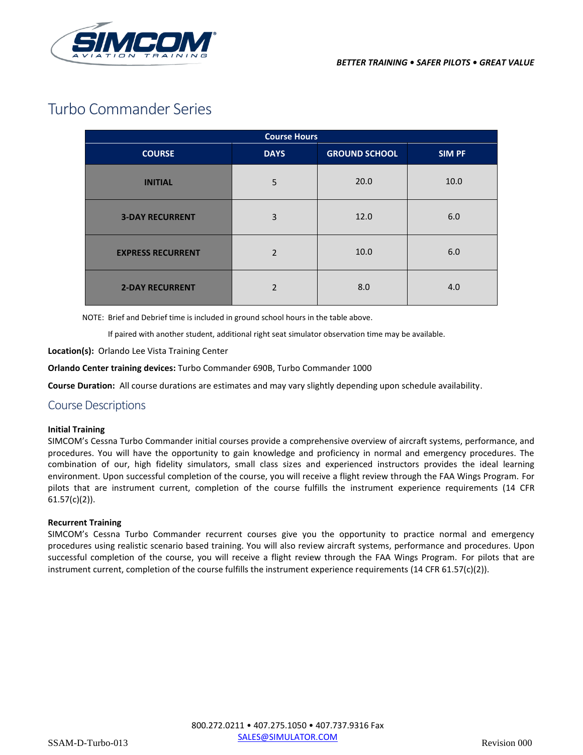***BETTER TRAINING • SAFER PILOTS • GREAT VALUE***

# Turbo Commander Series

| Course Hours | | | |
|---|---|---|---|
| **COURSE** | **DAYS** | **GROUND SCHOOL** | **SIM PF** |
| **INITIAL** | 5 | 20.0 | 10.0 |
| **3-DAY RECURRENT** | 3 | 12.0 | 6.0 |
| **EXPRESS RECURRENT** | 2 | 10.0 | 6.0 |
| **2-DAY RECURRENT** | 2 | 8.0 | 4.0 |

NOTE: Brief and Debrief time is included in ground school hours in the table above.

If paired with another student, additional right seat simulator observation time may be available.

**Location(s):** Orlando Lee Vista Training Center

**Orlando Center training devices:** Turbo Commander 690B, Turbo Commander 1000

**Course Duration:** All course durations are estimates and may vary slightly depending upon schedule availability.

## Course Descriptions

**Initial Training**

SIMCOM's Cessna Turbo Commander initial courses provide a comprehensive overview of aircraft systems, performance, and procedures. You will have the opportunity to gain knowledge and proficiency in normal and emergency procedures. The combination of our, high fidelity simulators, small class sizes and experienced instructors provides the ideal learning environment. Upon successful completion of the course, you will receive a flight review through the FAA Wings Program. For pilots that are instrument current, completion of the course fulfills the instrument experience requirements (14 CFR 61.57(c)(2)).

**Recurrent Training**

SIMCOM's Cessna Turbo Commander recurrent courses give you the opportunity to practice normal and emergency procedures using realistic scenario based training. You will also review aircraft systems, performance and procedures. Upon successful completion of the course, you will receive a flight review through the FAA Wings Program. For pilots that are instrument current, completion of the course fulfills the instrument experience requirements (14 CFR 61.57(c)(2)).

800.272.0211 • 407.275.1050 • 407.737.9316 Fax
SALES@SIMULATOR.COM

SSAM-D-Turbo-013 Revision 000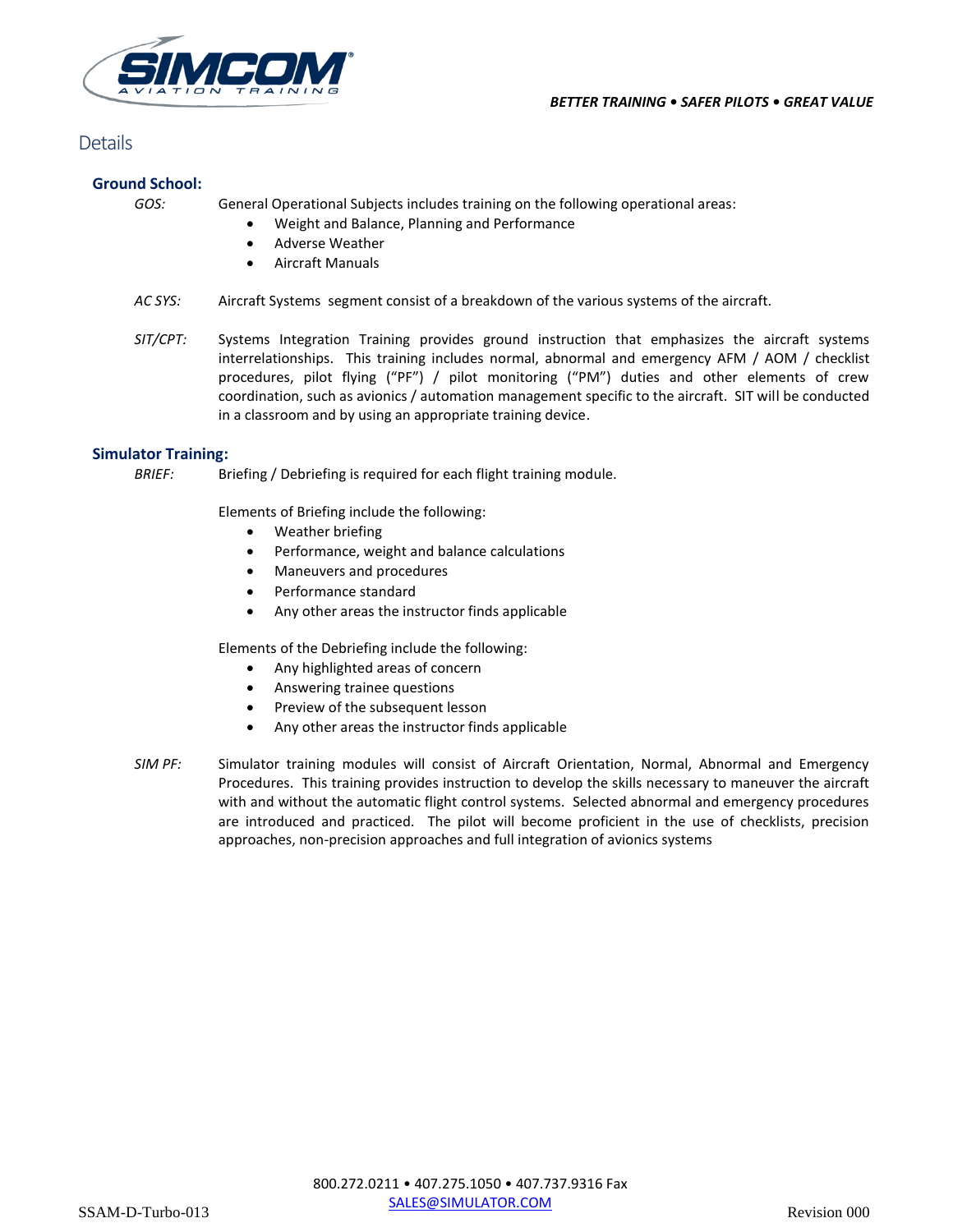## Details

### Ground School:

*GOS:* General Operational Subjects includes training on the following operational areas:

- Weight and Balance, Planning and Performance
- Adverse Weather
- Aircraft Manuals

*AC SYS:* Aircraft Systems segment consist of a breakdown of the various systems of the aircraft.

*SIT/CPT:* Systems Integration Training provides ground instruction that emphasizes the aircraft systems interrelationships. This training includes normal, abnormal and emergency AFM / AOM / checklist procedures, pilot flying ("PF") / pilot monitoring ("PM") duties and other elements of crew coordination, such as avionics / automation management specific to the aircraft. SIT will be conducted in a classroom and by using an appropriate training device.

### Simulator Training:

*BRIEF:* Briefing / Debriefing is required for each flight training module.

Elements of Briefing include the following:

- Weather briefing
- Performance, weight and balance calculations
- Maneuvers and procedures
- Performance standard
- Any other areas the instructor finds applicable

Elements of the Debriefing include the following:

- Any highlighted areas of concern
- Answering trainee questions
- Preview of the subsequent lesson
- Any other areas the instructor finds applicable

*SIM PF:* Simulator training modules will consist of Aircraft Orientation, Normal, Abnormal and Emergency Procedures. This training provides instruction to develop the skills necessary to maneuver the aircraft with and without the automatic flight control systems. Selected abnormal and emergency procedures are introduced and practiced. The pilot will become proficient in the use of checklists, precision approaches, non-precision approaches and full integration of avionics systems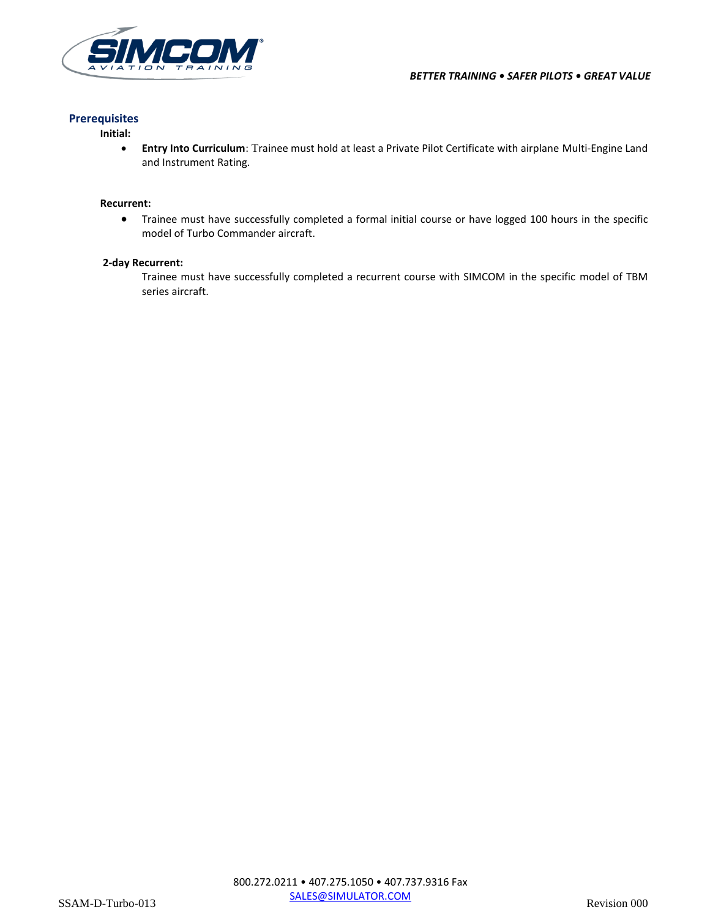## Prerequisites

**Initial:**

- **Entry Into Curriculum**: Trainee must hold at least a Private Pilot Certificate with airplane Multi-Engine Land and Instrument Rating.

**Recurrent:**

- Trainee must have successfully completed a formal initial course or have logged 100 hours in the specific model of Turbo Commander aircraft.

**2-day Recurrent:**

Trainee must have successfully completed a recurrent course with SIMCOM in the specific model of TBM series aircraft.